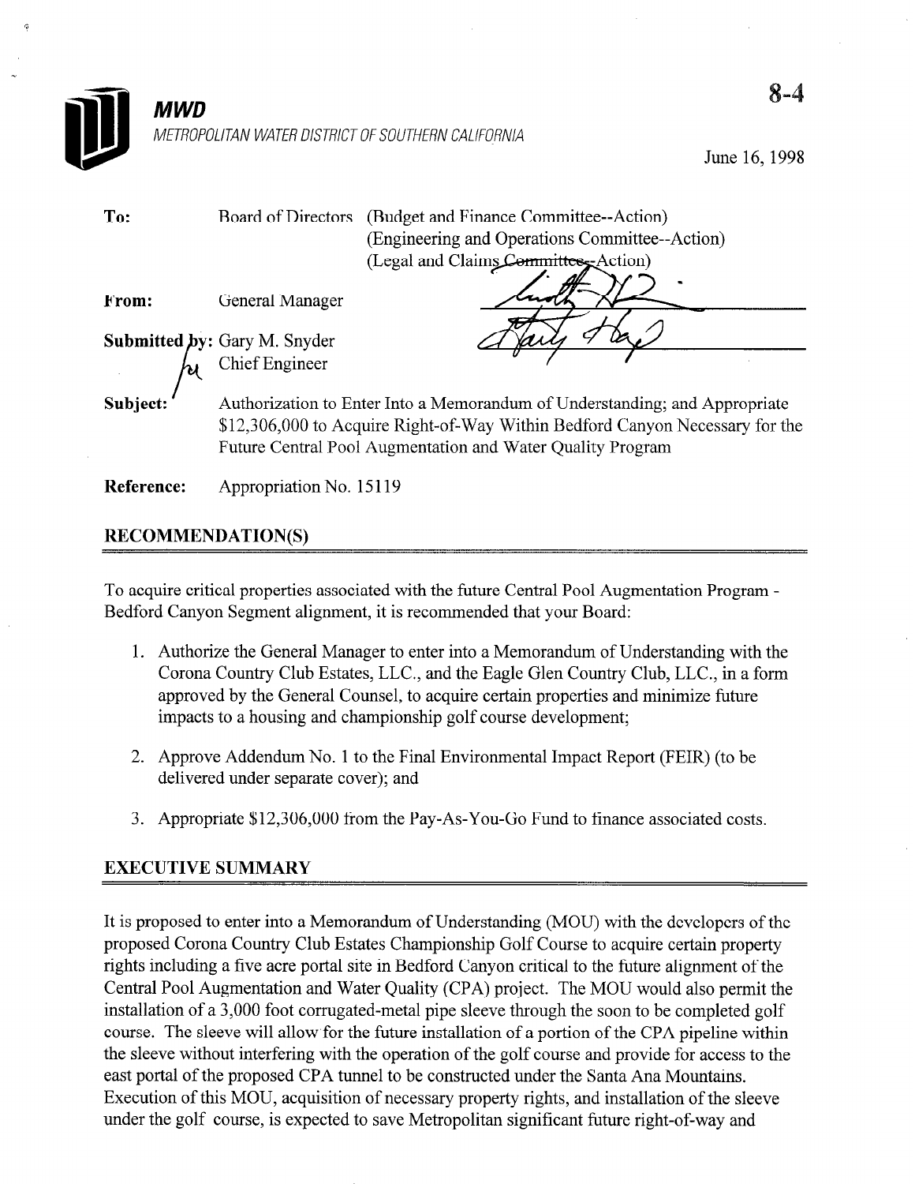**MWD**

*METROPOLITAN WATER DISTRICT OF SOUTHERN CALIFORNIA*

8-4

June 16, 1998

| | | |
|---|---|---|
| **To:** | Board of Directors | (Budget and Finance Committee--Action)<br>(Engineering and Operations Committee--Action)<br>(Legal and Claims Committee--Action) |
| **From:** | General Manager | |
| **Submitted by:** | Gary M. Snyder<br>Chief Engineer | |
| **Subject:** | Authorization to Enter Into a Memorandum of Understanding; and Appropriate $12,306,000 to Acquire Right-of-Way Within Bedford Canyon Necessary for the Future Central Pool Augmentation and Water Quality Program | |
| **Reference:** | Appropriation No. 15119 | |

## RECOMMENDATION(S)

To acquire critical properties associated with the future Central Pool Augmentation Program - Bedford Canyon Segment alignment, it is recommended that your Board:

1. Authorize the General Manager to enter into a Memorandum of Understanding with the Corona Country Club Estates, LLC., and the Eagle Glen Country Club, LLC., in a form approved by the General Counsel, to acquire certain properties and minimize future impacts to a housing and championship golf course development;

2. Approve Addendum No. 1 to the Final Environmental Impact Report (FEIR) (to be delivered under separate cover); and

3. Appropriate $12,306,000 from the Pay-As-You-Go Fund to finance associated costs.

## EXECUTIVE SUMMARY

It is proposed to enter into a Memorandum of Understanding (MOU) with the developers of the proposed Corona Country Club Estates Championship Golf Course to acquire certain property rights including a five acre portal site in Bedford Canyon critical to the future alignment of the Central Pool Augmentation and Water Quality (CPA) project. The MOU would also permit the installation of a 3,000 foot corrugated-metal pipe sleeve through the soon to be completed golf course. The sleeve will allow for the future installation of a portion of the CPA pipeline within the sleeve without interfering with the operation of the golf course and provide for access to the east portal of the proposed CPA tunnel to be constructed under the Santa Ana Mountains. Execution of this MOU, acquisition of necessary property rights, and installation of the sleeve under the golf course, is expected to save Metropolitan significant future right-of-way and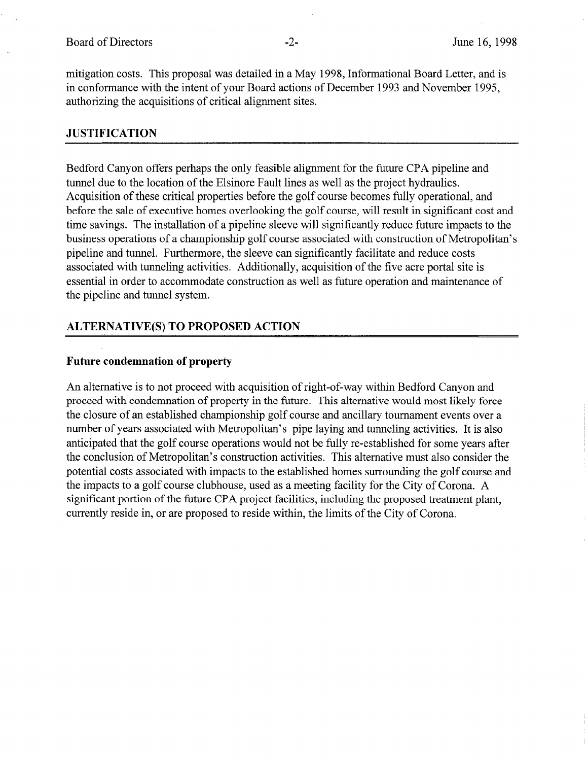mitigation costs. This proposal was detailed in a May 1998, Informational Board Letter, and is in conformance with the intent of your Board actions of December 1993 and November 1995, authorizing the acquisitions of critical alignment sites.

## JUSTIFICATION

Bedford Canyon offers perhaps the only feasible alignment for the future CPA pipeline and tunnel due to the location of the Elsinore Fault lines as well as the project hydraulics. Acquisition of these critical properties before the golf course becomes fully operational, and before the sale of executive homes overlooking the golf course, will result in significant cost and time savings. The installation of a pipeline sleeve will significantly reduce future impacts to the business operations of a championship golf course associated with construction of Metropolitan's pipeline and tunnel. Furthermore, the sleeve can significantly facilitate and reduce costs associated with tunneling activities. Additionally, acquisition of the five acre portal site is essential in order to accommodate construction as well as future operation and maintenance of the pipeline and tunnel system.

## ALTERNATIVE(S) TO PROPOSED ACTION

### Future condemnation of property

An alternative is to not proceed with acquisition of right-of-way within Bedford Canyon and proceed with condemnation of property in the future. This alternative would most likely force the closure of an established championship golf course and ancillary tournament events over a number of years associated with Metropolitan's pipe laying and tunneling activities. It is also anticipated that the golf course operations would not be fully re-established for some years after the conclusion of Metropolitan's construction activities. This alternative must also consider the potential costs associated with impacts to the established homes surrounding the golf course and the impacts to a golf course clubhouse, used as a meeting facility for the City of Corona. A significant portion of the future CPA project facilities, including the proposed treatment plant, currently reside in, or are proposed to reside within, the limits of the City of Corona.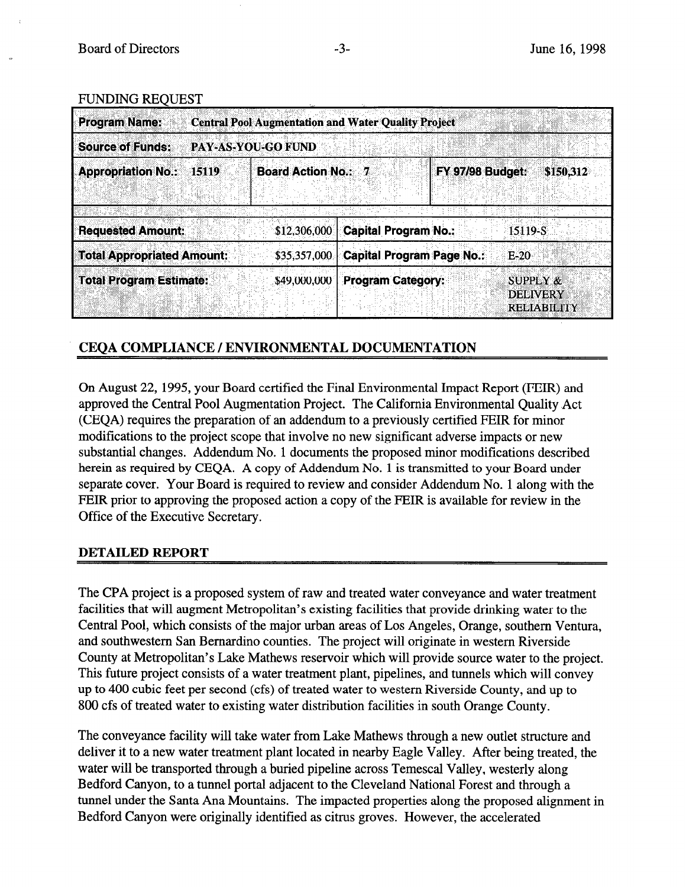FUNDING REQUEST

| Program Name: Central Pool Augmentation and Water Quality Project | | | |
|---|---|---|---|
| Source of Funds: PAY-AS-YOU-GO FUND | | | |
| Appropriation No.: 15119 | Board Action No.: 7 | FY 97/98 Budget: $150,312 | |
| Requested Amount: | $12,306,000 | Capital Program No.: | 15119-S |
| Total Appropriated Amount: | $35,357,000 | Capital Program Page No.: | E-20 |
| Total Program Estimate: | $49,000,000 | Program Category: | SUPPLY & DELIVERY RELIABILITY |

## CEQA COMPLIANCE / ENVIRONMENTAL DOCUMENTATION

On August 22, 1995, your Board certified the Final Environmental Impact Report (FEIR) and approved the Central Pool Augmentation Project. The California Environmental Quality Act (CEQA) requires the preparation of an addendum to a previously certified FEIR for minor modifications to the project scope that involve no new significant adverse impacts or new substantial changes. Addendum No. 1 documents the proposed minor modifications described herein as required by CEQA. A copy of Addendum No. 1 is transmitted to your Board under separate cover. Your Board is required to review and consider Addendum No. 1 along with the FEIR prior to approving the proposed action a copy of the FEIR is available for review in the Office of the Executive Secretary.

## DETAILED REPORT

The CPA project is a proposed system of raw and treated water conveyance and water treatment facilities that will augment Metropolitan's existing facilities that provide drinking water to the Central Pool, which consists of the major urban areas of Los Angeles, Orange, southern Ventura, and southwestern San Bernardino counties. The project will originate in western Riverside County at Metropolitan's Lake Mathews reservoir which will provide source water to the project. This future project consists of a water treatment plant, pipelines, and tunnels which will convey up to 400 cubic feet per second (cfs) of treated water to western Riverside County, and up to 800 cfs of treated water to existing water distribution facilities in south Orange County.

The conveyance facility will take water from Lake Mathews through a new outlet structure and deliver it to a new water treatment plant located in nearby Eagle Valley. After being treated, the water will be transported through a buried pipeline across Temescal Valley, westerly along Bedford Canyon, to a tunnel portal adjacent to the Cleveland National Forest and through a tunnel under the Santa Ana Mountains. The impacted properties along the proposed alignment in Bedford Canyon were originally identified as citrus groves. However, the accelerated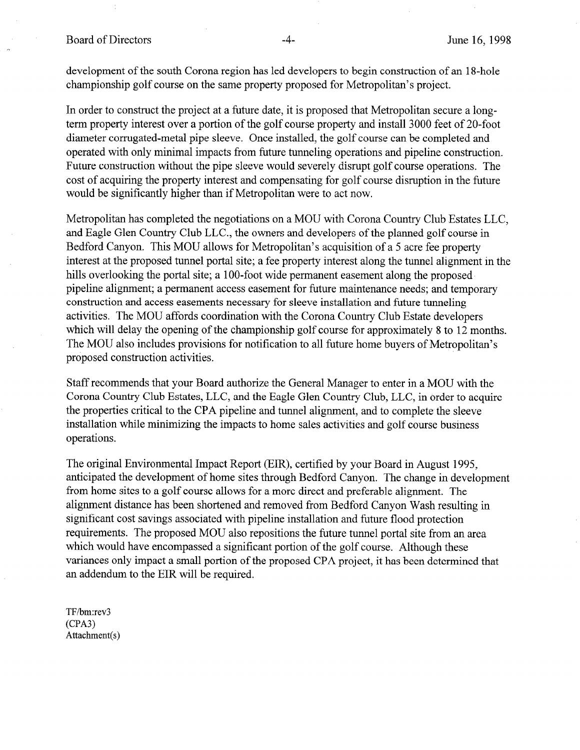development of the south Corona region has led developers to begin construction of an 18-hole championship golf course on the same property proposed for Metropolitan's project.

In order to construct the project at a future date, it is proposed that Metropolitan secure a long-term property interest over a portion of the golf course property and install 3000 feet of 20-foot diameter corrugated-metal pipe sleeve. Once installed, the golf course can be completed and operated with only minimal impacts from future tunneling operations and pipeline construction. Future construction without the pipe sleeve would severely disrupt golf course operations. The cost of acquiring the property interest and compensating for golf course disruption in the future would be significantly higher than if Metropolitan were to act now.

Metropolitan has completed the negotiations on a MOU with Corona Country Club Estates LLC, and Eagle Glen Country Club LLC., the owners and developers of the planned golf course in Bedford Canyon. This MOU allows for Metropolitan's acquisition of a 5 acre fee property interest at the proposed tunnel portal site; a fee property interest along the tunnel alignment in the hills overlooking the portal site; a 100-foot wide permanent easement along the proposed pipeline alignment; a permanent access easement for future maintenance needs; and temporary construction and access easements necessary for sleeve installation and future tunneling activities. The MOU affords coordination with the Corona Country Club Estate developers which will delay the opening of the championship golf course for approximately 8 to 12 months. The MOU also includes provisions for notification to all future home buyers of Metropolitan's proposed construction activities.

Staff recommends that your Board authorize the General Manager to enter in a MOU with the Corona Country Club Estates, LLC, and the Eagle Glen Country Club, LLC, in order to acquire the properties critical to the CPA pipeline and tunnel alignment, and to complete the sleeve installation while minimizing the impacts to home sales activities and golf course business operations.

The original Environmental Impact Report (EIR), certified by your Board in August 1995, anticipated the development of home sites through Bedford Canyon. The change in development from home sites to a golf course allows for a more direct and preferable alignment. The alignment distance has been shortened and removed from Bedford Canyon Wash resulting in significant cost savings associated with pipeline installation and future flood protection requirements. The proposed MOU also repositions the future tunnel portal site from an area which would have encompassed a significant portion of the golf course. Although these variances only impact a small portion of the proposed CPA project, it has been determined that an addendum to the EIR will be required.

TF/bm:rev3
(CPA3)
Attachment(s)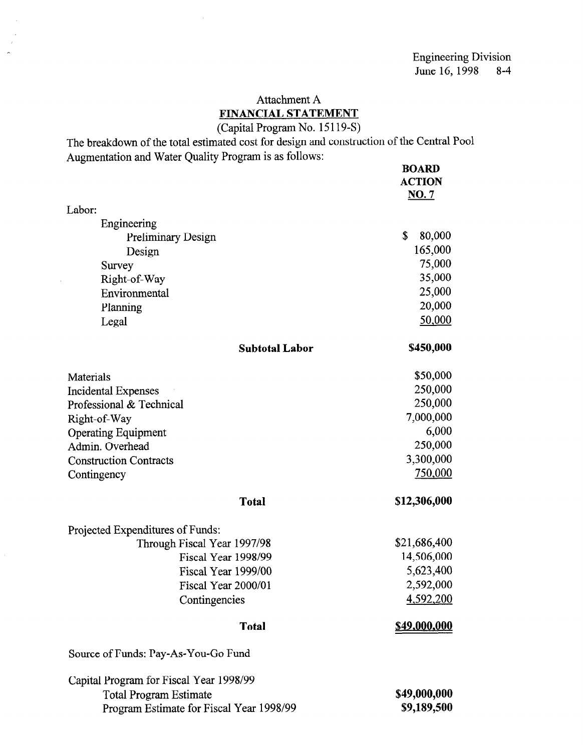Attachment A

**FINANCIAL STATEMENT**

(Capital Program No. 15119-S)

The breakdown of the total estimated cost for design and construction of the Central Pool Augmentation and Water Quality Program is as follows:

| | **BOARD ACTION NO. 7** |
|---|---|
| Labor: | |
| Engineering | |
| Preliminary Design | $ 80,000 |
| Design | 165,000 |
| Survey | 75,000 |
| Right-of-Way | 35,000 |
| Environmental | 25,000 |
| Planning | 20,000 |
| Legal | 50,000 |
| **Subtotal Labor** | **$450,000** |
| Materials | $50,000 |
| Incidental Expenses | 250,000 |
| Professional & Technical | 250,000 |
| Right-of-Way | 7,000,000 |
| Operating Equipment | 6,000 |
| Admin. Overhead | 250,000 |
| Construction Contracts | 3,300,000 |
| Contingency | 750,000 |
| **Total** | **$12,306,000** |
| Projected Expenditures of Funds: | |
| Through Fiscal Year 1997/98 | $21,686,400 |
| Fiscal Year 1998/99 | 14,506,000 |
| Fiscal Year 1999/00 | 5,623,400 |
| Fiscal Year 2000/01 | 2,592,000 |
| Contingencies | 4,592,200 |
| **Total** | **$49,000,000** |

Source of Funds: Pay-As-You-Go Fund

| Capital Program for Fiscal Year 1998/99 | |
|---|---|
| Total Program Estimate | **$49,000,000** |
| Program Estimate for Fiscal Year 1998/99 | **$9,189,500** |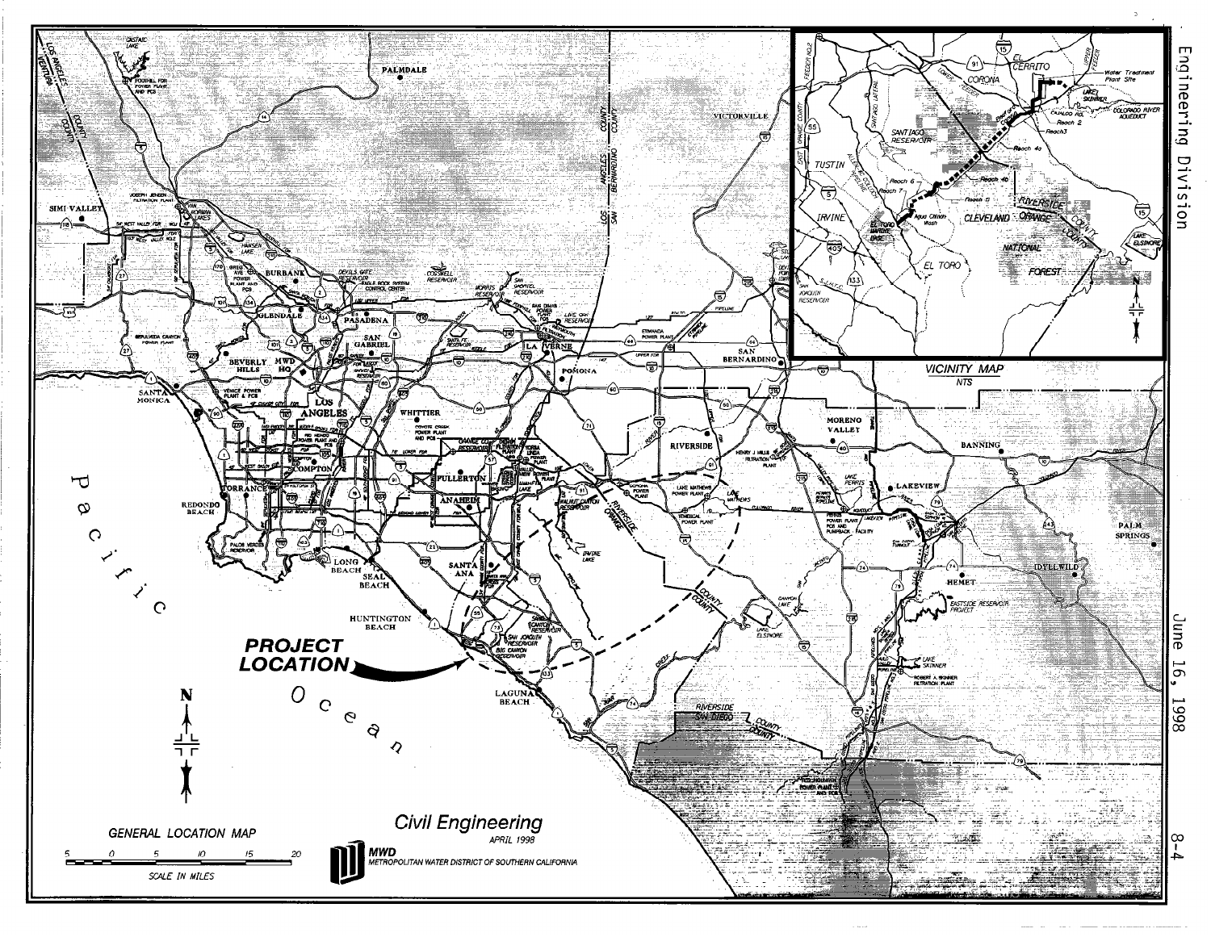GENERAL LOCATION MAP

5 0 5 10 15 20

SCALE IN MILES

Civil Engineering

APRIL 1998

MWD

METROPOLITAN WATER DISTRICT OF SOUTHERN CALIFORNIA

PROJECT LOCATION

VICINITY MAP

NTS

Pacific Ocean

N